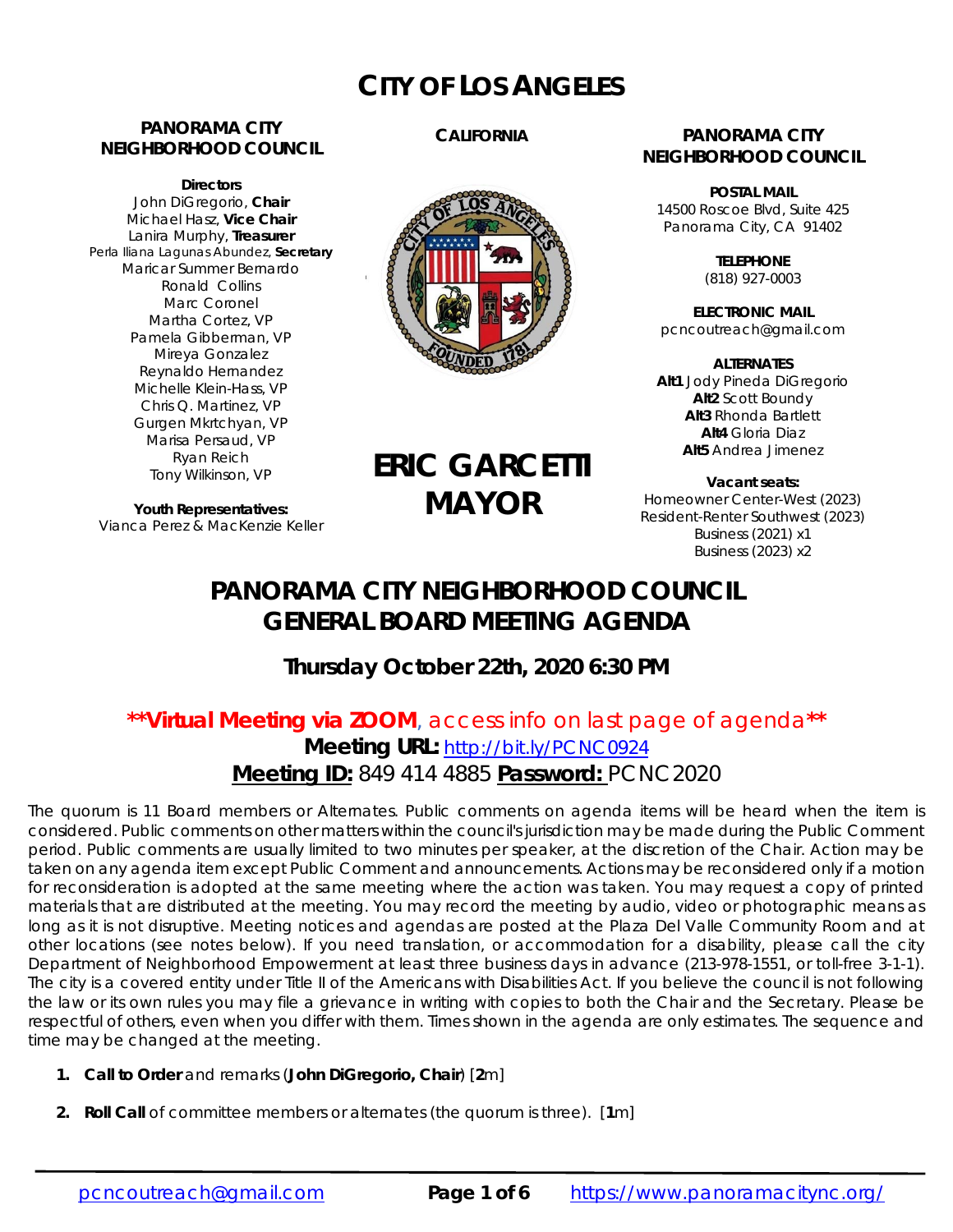# CITY OF LOS ANGELES

**PANORAMA CITY NEIGHBORHOOD COUNCIL**

**Directors**
John DiGregorio, **Chair**
Michael Hasz, **Vice Chair**
Lanira Murphy, **Treasurer**
Perla Iliana Lagunas Abundez, **Secretary**
Maricar Summer Bernardo
Ronald Collins
Marc Coronel
Martha Cortez, VP
Pamela Gibberman, VP
Mireya Gonzalez
Reynaldo Hernandez
Michelle Klein-Hass, VP
Chris Q. Martinez, VP
Gurgen Mkrtchyan, VP
Marisa Persaud, VP
Ryan Reich
Tony Wilkinson, VP

**Youth Representatives:**
Vianca Perez & MacKenzie Keller

**CALIFORNIA**

**ERIC GARCETTI**
**MAYOR**

**PANORAMA CITY NEIGHBORHOOD COUNCIL**

**POSTAL MAIL**
14500 Roscoe Blvd, Suite 425
Panorama City, CA 91402

**TELEPHONE**
(818) 927-0003

**ELECTRONIC MAIL**
pcncoutreach@gmail.com

**ALTERNATES**
**Alt1** Jody Pineda DiGregorio
**Alt2** Scott Boundy
**Alt3** Rhonda Bartlett
**Alt4** Gloria Diaz
**Alt5** Andrea Jimenez

**Vacant seats:**
Homeowner Center-West (2023)
Resident-Renter Southwest (2023)
Business (2021) x1
Business (2023) x2

## PANORAMA CITY NEIGHBORHOOD COUNCIL GENERAL BOARD MEETING AGENDA

### Thursday October 22th, 2020 6:30 PM

**\*\*Virtual Meeting via ZOOM**, access info on last page of agenda**\*\***
**Meeting URL:** http://bit.ly/PCNC0924
**Meeting ID:** 849 414 4885 **Password:** PCNC2020

The quorum is 11 Board members or Alternates. Public comments on agenda items will be heard when the item is considered. Public comments on other matters within the council's jurisdiction may be made during the Public Comment period. Public comments are usually limited to two minutes per speaker, at the discretion of the Chair. Action may be taken on any agenda item except Public Comment and announcements. Actions may be reconsidered only if a motion for reconsideration is adopted at the same meeting where the action was taken. You may request a copy of printed materials that are distributed at the meeting. You may record the meeting by audio, video or photographic means as long as it is not disruptive. Meeting notices and agendas are posted at the Plaza Del Valle Community Room and at other locations (see notes below). If you need translation, or accommodation for a disability, please call the city Department of Neighborhood Empowerment at least three business days in advance (213-978-1551, or toll-free 3-1-1). The city is a covered entity under Title II of the Americans with Disabilities Act. If you believe the council is not following the law or its own rules you may file a grievance in writing with copies to both the Chair and the Secretary. Please be respectful of others, even when you differ with them. Times shown in the agenda are only estimates. The sequence and time may be changed at the meeting.

1. **Call to Order** and remarks (**John DiGregorio, Chair**) [**2**m]
2. **Roll Call** of committee members or alternates (the quorum is three). [**1**m]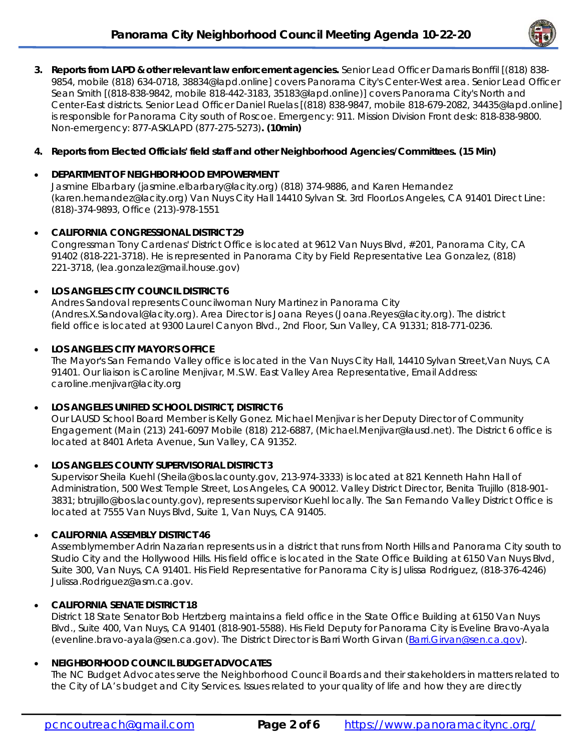3. **Reports from LAPD & other relevant law enforcement agencies.** Senior Lead Officer Damaris Bonffil [(818) 838-9854, mobile (818) 634-0718, 38834@lapd.online] covers Panorama City's Center-West area. Senior Lead Officer Sean Smith [(818-838-9842, mobile 818-442-3183, 35183@lapd.online)] covers Panorama City's North and Center-East districts. Senior Lead Officer Daniel Ruelas [(818) 838-9847, mobile 818-679-2082, 34435@lapd.online] is responsible for Panorama City south of Roscoe. Emergency: 911. Mission Division Front desk: 818-838-9800. Non-emergency: 877-ASKLAPD (877-275-5273)**. (10min)**

4. **Reports from Elected Officials' field staff and other Neighborhood Agencies/Committees. (15 Min)**

- **DEPARTMENT OF NEIGHBORHOOD EMPOWERMENT**
  Jasmine Elbarbary (jasmine.elbarbary@lacity.org) (818) 374-9886, and Karen Hernandez (karen.hernandez@lacity.org) Van Nuys City Hall 14410 Sylvan St. 3rd FloorLos Angeles, CA 91401 Direct Line: (818)-374-9893, Office (213)-978-1551

- **CALIFORNIA CONGRESSIONAL DISTRICT 29**
  Congressman Tony Cardenas' District Office is located at 9612 Van Nuys Blvd, #201, Panorama City, CA 91402 (818-221-3718). He is represented in Panorama City by Field Representative Lea Gonzalez, (818) 221-3718, (lea.gonzalez@mail.house.gov)

- **LOS ANGELES CITY COUNCIL DISTRICT 6**
  Andres Sandoval represents Councilwoman Nury Martinez in Panorama City (Andres.X.Sandoval@lacity.org). Area Director is Joana Reyes (Joana.Reyes@lacity.org). The district field office is located at 9300 Laurel Canyon Blvd., 2nd Floor, Sun Valley, CA 91331; 818-771-0236.

- **LOS ANGELES CITY MAYOR'S OFFICE**
  The Mayor's San Fernando Valley office is located in the Van Nuys City Hall, 14410 Sylvan Street,Van Nuys, CA 91401. Our liaison is Caroline Menjivar, M.S.W. East Valley Area Representative, Email Address: caroline.menjivar@lacity.org

- **LOS ANGELES UNIFIED SCHOOL DISTRICT, DISTRICT 6**
  Our LAUSD School Board Member is Kelly Gonez. Michael Menjivar is her Deputy Director of Community Engagement (Main (213) 241-6097 Mobile (818) 212-6887, (Michael.Menjivar@lausd.net). The District 6 office is located at 8401 Arleta Avenue, Sun Valley, CA 91352.

- **LOS ANGELES COUNTY SUPERVISORIAL DISTRICT 3**
  Supervisor Sheila Kuehl (Sheila@bos.lacounty.gov, 213-974-3333) is located at 821 Kenneth Hahn Hall of Administration, 500 West Temple Street, Los Angeles, CA 90012. Valley District Director, Benita Trujillo (818-901-3831; btrujillo@bos.lacounty.gov), represents supervisor Kuehl locally. The San Fernando Valley District Office is located at 7555 Van Nuys Blvd, Suite 1, Van Nuys, CA 91405.

- **CALIFORNIA ASSEMBLY DISTRICT 46**
  Assemblymember Adrin Nazarian represents us in a district that runs from North Hills and Panorama City south to Studio City and the Hollywood Hills. His field office is located in the State Office Building at 6150 Van Nuys Blvd, Suite 300, Van Nuys, CA 91401. His Field Representative for Panorama City is Julissa Rodriguez, (818-376-4246) Julissa.Rodriguez@asm.ca.gov.

- **CALIFORNIA SENATE DISTRICT 18**
  District 18 State Senator Bob Hertzberg maintains a field office in the State Office Building at 6150 Van Nuys Blvd., Suite 400, Van Nuys, CA 91401 (818-901-5588). His Field Deputy for Panorama City is Eveline Bravo-Ayala (evenline.bravo-ayala@sen.ca.gov). The District Director is Barri Worth Girvan (Barri.Girvan@sen.ca.gov).

- **NEIGHBORHOOD COUNCIL BUDGET ADVOCATES**
  The NC Budget Advocates serve the Neighborhood Council Boards and their stakeholders in matters related to the City of LA's budget and City Services. Issues related to your quality of life and how they are directly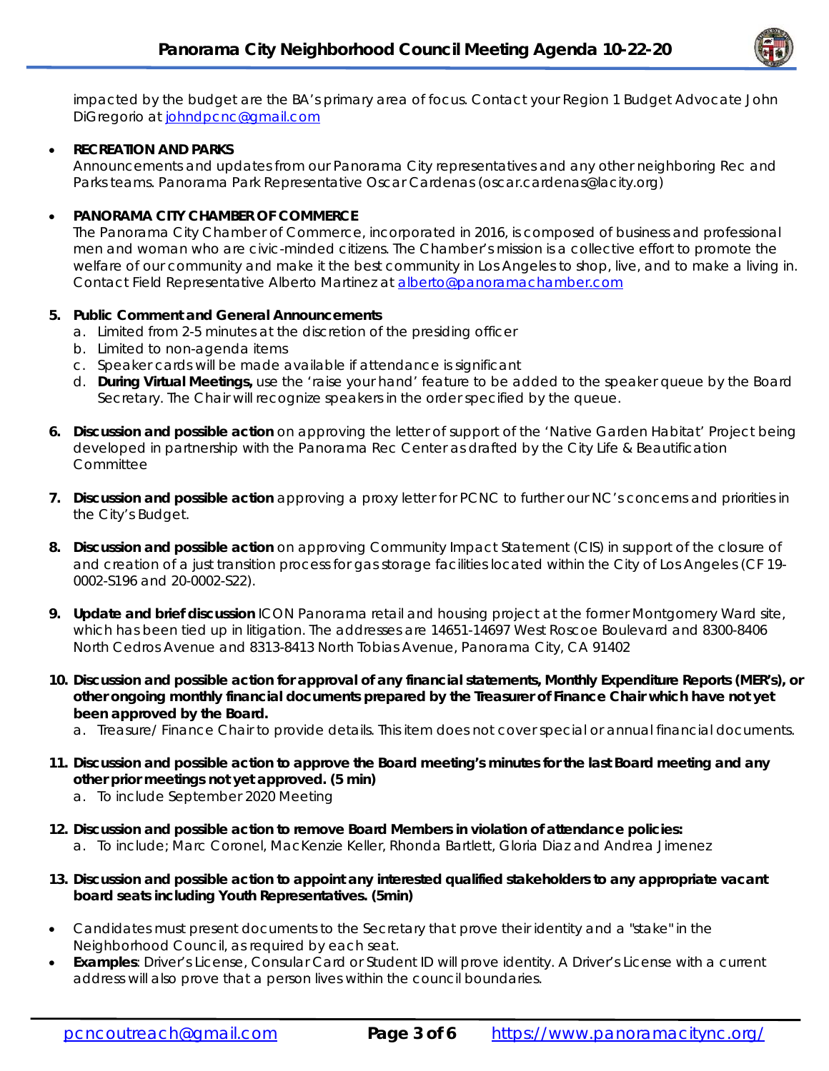impacted by the budget are the BA's primary area of focus. Contact your Region 1 Budget Advocate John DiGregorio at johndpcnc@gmail.com

- **RECREATION AND PARKS**
  Announcements and updates from our Panorama City representatives and any other neighboring Rec and Parks teams. Panorama Park Representative Oscar Cardenas (oscar.cardenas@lacity.org)

- **PANORAMA CITY CHAMBER OF COMMERCE**
  The Panorama City Chamber of Commerce, incorporated in 2016, is composed of business and professional men and woman who are civic-minded citizens. The Chamber's mission is a collective effort to promote the welfare of our community and make it the best community in Los Angeles to shop, live, and to make a living in. Contact Field Representative Alberto Martinez at alberto@panoramachamber.com

5. **Public Comment and General Announcements**
   a. Limited from 2-5 minutes at the discretion of the presiding officer
   b. Limited to non-agenda items
   c. Speaker cards will be made available if attendance is significant
   d. **During Virtual Meetings,** use the 'raise your hand' feature to be added to the speaker queue by the Board Secretary. The Chair will recognize speakers in the order specified by the queue.

6. **Discussion and possible action** on approving the letter of support of the 'Native Garden Habitat' Project being developed in partnership with the Panorama Rec Center as drafted by the City Life & Beautification Committee

7. **Discussion and possible action** approving a proxy letter for PCNC to further our NC's concerns and priorities in the City's Budget.

8. **Discussion and possible action** on approving Community Impact Statement (CIS) in support of the closure of and creation of a just transition process for gas storage facilities located within the City of Los Angeles (CF 19-0002-S196 and 20-0002-S22).

9. **Update and brief discussion** ICON Panorama retail and housing project at the former Montgomery Ward site, which has been tied up in litigation. The addresses are 14651-14697 West Roscoe Boulevard and 8300-8406 North Cedros Avenue and 8313-8413 North Tobias Avenue, Panorama City, CA 91402

10. **Discussion and possible action for approval of any financial statements, Monthly Expenditure Reports (MER's), or other ongoing monthly financial documents prepared by the Treasurer of Finance Chair which have not yet been approved by the Board.**
    a. Treasure/ Finance Chair to provide details. This item does not cover special or annual financial documents.

11. **Discussion and possible action to approve the Board meeting's minutes for the last Board meeting and any other prior meetings not yet approved. (5 min)**
    a. To include September 2020 Meeting

12. **Discussion and possible action to remove Board Members in violation of attendance policies:**
    a. To include; Marc Coronel, MacKenzie Keller, Rhonda Bartlett, Gloria Diaz and Andrea Jimenez

13. **Discussion and possible action to appoint any interested qualified stakeholders to any appropriate vacant board seats including Youth Representatives. (5min)**

- Candidates must present documents to the Secretary that prove their identity and a "stake" in the Neighborhood Council, as required by each seat.
- **Examples**: Driver's License, Consular Card or Student ID will prove identity. A Driver's License with a current address will also prove that a person lives within the council boundaries.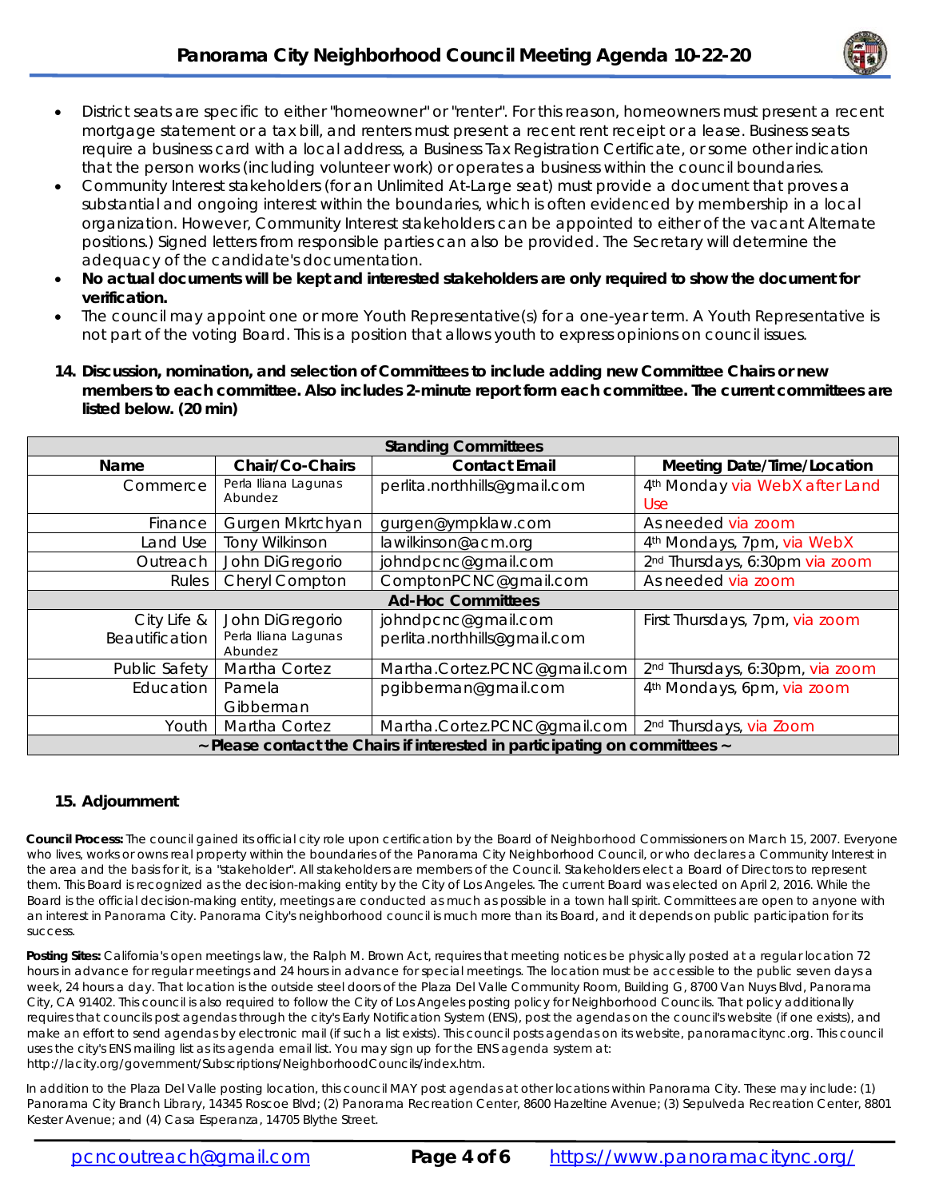- District seats are specific to either "homeowner" or "renter". For this reason, homeowners must present a recent mortgage statement or a tax bill, and renters must present a recent rent receipt or a lease. Business seats require a business card with a local address, a Business Tax Registration Certificate, or some other indication that the person works (including volunteer work) or operates a business within the council boundaries.
- Community Interest stakeholders (for an Unlimited At-Large seat) must provide a document that proves a substantial and ongoing interest within the boundaries, which is often evidenced by membership in a local organization. However, Community Interest stakeholders can be appointed to either of the vacant Alternate positions.) Signed letters from responsible parties can also be provided. The Secretary will determine the adequacy of the candidate's documentation.
- **No actual documents will be kept and interested stakeholders are only required to show the document for verification.**
- The council may appoint one or more Youth Representative(s) for a one-year term. A Youth Representative is not part of the voting Board. This is a position that allows youth to express opinions on council issues.

**14. Discussion, nomination, and selection of Committees to include adding new Committee Chairs or new members to each committee. Also includes 2-minute report form each committee. The current committees are listed below. (20 min)**

| **Standing Committees** | | | |
|---|---|---|---|
| **Name** | **Chair/Co-Chairs** | **Contact Email** | **Meeting Date/Time/Location** |
| Commerce | Perla Iliana Lagunas Abundez | perlita.northhills@gmail.com | 4th Monday via WebX after Land Use |
| Finance | Gurgen Mkrtchyan | gurgen@ympklaw.com | As needed via zoom |
| Land Use | Tony Wilkinson | lawilkinson@acm.org | 4th Mondays, 7pm, via WebX |
| Outreach | John DiGregorio | johndpcnc@gmail.com | 2nd Thursdays, 6:30pm via zoom |
| Rules | Cheryl Compton | ComptonPCNC@gmail.com | As needed via zoom |
| **Ad-Hoc Committees** | | | |
| City Life & Beautification | John DiGregorio<br>Perla Iliana Lagunas Abundez | johndpcnc@gmail.com<br>perlita.northhills@gmail.com | First Thursdays, 7pm, via zoom |
| Public Safety | Martha Cortez | Martha.Cortez.PCNC@gmail.com | 2nd Thursdays, 6:30pm, via zoom |
| Education | Pamela Gibberman | pgibberman@gmail.com | 4th Mondays, 6pm, via zoom |
| Youth | Martha Cortez | Martha.Cortez.PCNC@gmail.com | 2nd Thursdays, via Zoom |
| **~ Please contact the Chairs if interested in participating on committees ~** | | | |

**15. Adjournment**

**Council Process:** The council gained its official city role upon certification by the Board of Neighborhood Commissioners on March 15, 2007. Everyone who lives, works or owns real property within the boundaries of the Panorama City Neighborhood Council, or who declares a Community Interest in the area and the basis for it, is a "stakeholder". All stakeholders are members of the Council. Stakeholders elect a Board of Directors to represent them. This Board is recognized as the decision-making entity by the City of Los Angeles. The current Board was elected on April 2, 2016. While the Board is the official decision-making entity, meetings are conducted as much as possible in a town hall spirit. Committees are open to anyone with an interest in Panorama City. Panorama City's neighborhood council is much more than its Board, and it depends on public participation for its success.

**Posting Sites:** California's open meetings law, the Ralph M. Brown Act, requires that meeting notices be physically posted at a regular location 72 hours in advance for regular meetings and 24 hours in advance for special meetings. The location must be accessible to the public seven days a week, 24 hours a day. That location is the outside steel doors of the Plaza Del Valle Community Room, Building G, 8700 Van Nuys Blvd, Panorama City, CA 91402. This council is also required to follow the City of Los Angeles posting policy for Neighborhood Councils. That policy additionally requires that councils post agendas through the city's Early Notification System (ENS), post the agendas on the council's website (if one exists), and make an effort to send agendas by electronic mail (if such a list exists). This council posts agendas on its website, panoramacitync.org. This council uses the city's ENS mailing list as its agenda email list. You may sign up for the ENS agenda system at: http://lacity.org/government/Subscriptions/NeighborhoodCouncils/index.htm.

In addition to the Plaza Del Valle posting location, this council MAY post agendas at other locations within Panorama City. These may include: (1) Panorama City Branch Library, 14345 Roscoe Blvd; (2) Panorama Recreation Center, 8600 Hazeltine Avenue; (3) Sepulveda Recreation Center, 8801 Kester Avenue; and (4) Casa Esperanza, 14705 Blythe Street.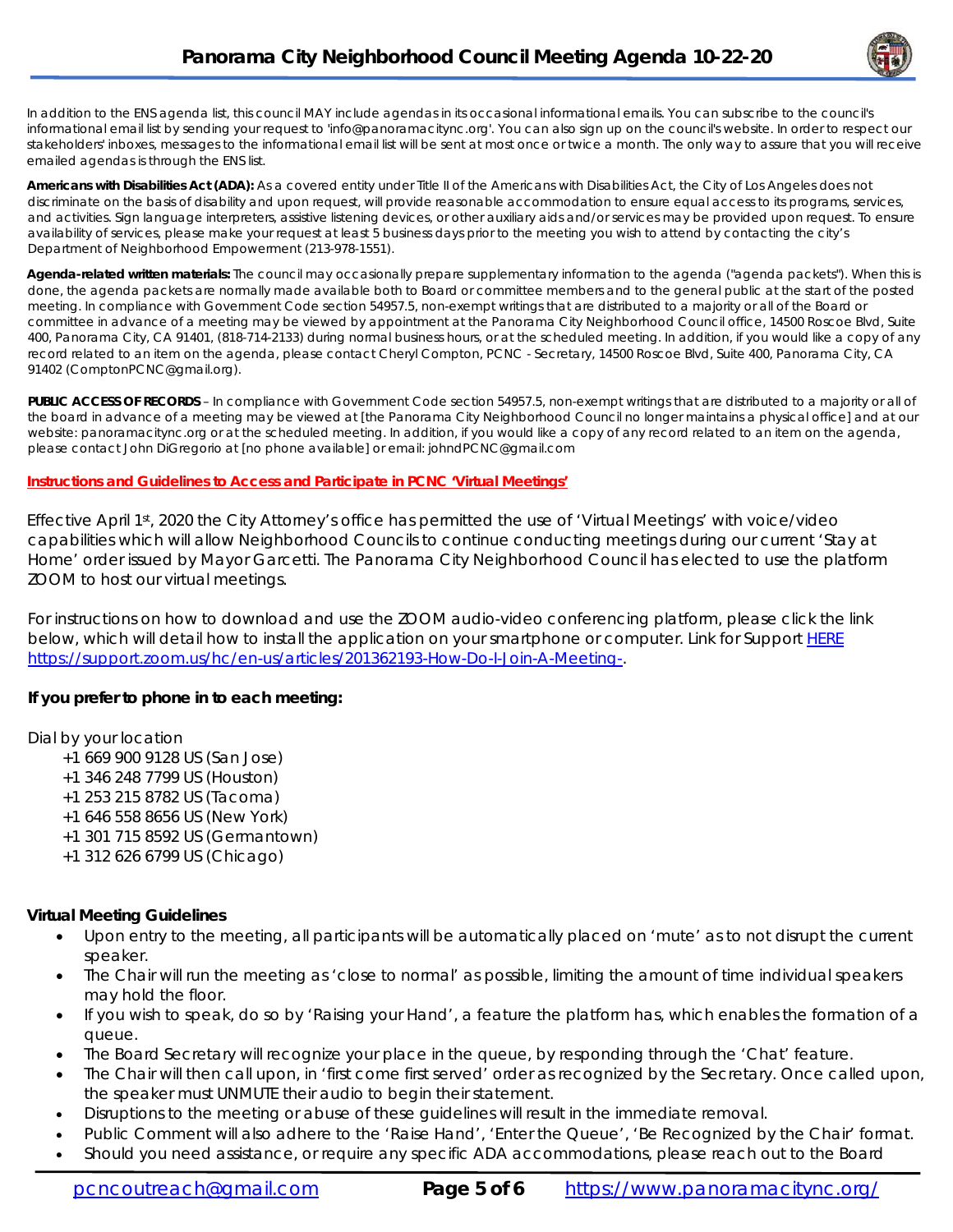In addition to the ENS agenda list, this council MAY include agendas in its occasional informational emails. You can subscribe to the council's informational email list by sending your request to 'info@panoramacitync.org'. You can also sign up on the council's website. In order to respect our stakeholders' inboxes, messages to the informational email list will be sent at most once or twice a month. The only way to assure that you will receive emailed agendas is through the ENS list.

**Americans with Disabilities Act (ADA):** As a covered entity under Title II of the Americans with Disabilities Act, the City of Los Angeles does not discriminate on the basis of disability and upon request, will provide reasonable accommodation to ensure equal access to its programs, services, and activities. Sign language interpreters, assistive listening devices, or other auxiliary aids and/or services may be provided upon request. To ensure availability of services, please make your request at least 5 business days prior to the meeting you wish to attend by contacting the city's Department of Neighborhood Empowerment (213-978-1551).

**Agenda-related written materials:** The council may occasionally prepare supplementary information to the agenda ("agenda packets"). When this is done, the agenda packets are normally made available both to Board or committee members and to the general public at the start of the posted meeting. In compliance with Government Code section 54957.5, non-exempt writings that are distributed to a majority or all of the Board or committee in advance of a meeting may be viewed by appointment at the Panorama City Neighborhood Council office, 14500 Roscoe Blvd, Suite 400, Panorama City, CA 91401, (818-714-2133) during normal business hours, or at the scheduled meeting. In addition, if you would like a copy of any record related to an item on the agenda, please contact Cheryl Compton, PCNC - Secretary, 14500 Roscoe Blvd, Suite 400, Panorama City, CA 91402 (ComptonPCNC@gmail.org).

**PUBLIC ACCESS OF RECORDS** – In compliance with Government Code section 54957.5, non-exempt writings that are distributed to a majority or all of the board in advance of a meeting may be viewed at [the Panorama City Neighborhood Council no longer maintains a physical office] and at our website: panoramacitync.org or at the scheduled meeting. In addition, if you would like a copy of any record related to an item on the agenda, please contact John DiGregorio at [no phone available] or email: johndPCNC@gmail.com

**Instructions and Guidelines to Access and Participate in PCNC 'Virtual Meetings'**

Effective April 1st, 2020 the City Attorney's office has permitted the use of 'Virtual Meetings' with voice/video capabilities which will allow Neighborhood Councils to continue conducting meetings during our current 'Stay at Home' order issued by Mayor Garcetti. The Panorama City Neighborhood Council has elected to use the platform ZOOM to host our virtual meetings.

For instructions on how to download and use the ZOOM audio-video conferencing platform, please click the link below, which will detail how to install the application on your smartphone or computer. Link for Support HERE https://support.zoom.us/hc/en-us/articles/201362193-How-Do-I-Join-A-Meeting-.

**If you prefer to phone in to each meeting:**

Dial by your location

+1 669 900 9128 US (San Jose)
+1 346 248 7799 US (Houston)
+1 253 215 8782 US (Tacoma)
+1 646 558 8656 US (New York)
+1 301 715 8592 US (Germantown)
+1 312 626 6799 US (Chicago)

**Virtual Meeting Guidelines**

- Upon entry to the meeting, all participants will be automatically placed on 'mute' as to not disrupt the current speaker.
- The Chair will run the meeting as 'close to normal' as possible, limiting the amount of time individual speakers may hold the floor.
- If you wish to speak, do so by 'Raising your Hand', a feature the platform has, which enables the formation of a queue.
- The Board Secretary will recognize your place in the queue, by responding through the 'Chat' feature.
- The Chair will then call upon, in 'first come first served' order as recognized by the Secretary. Once called upon, the speaker must UNMUTE their audio to begin their statement.
- Disruptions to the meeting or abuse of these guidelines will result in the immediate removal.
- Public Comment will also adhere to the 'Raise Hand', 'Enter the Queue', 'Be Recognized by the Chair' format.
- Should you need assistance, or require any specific ADA accommodations, please reach out to the Board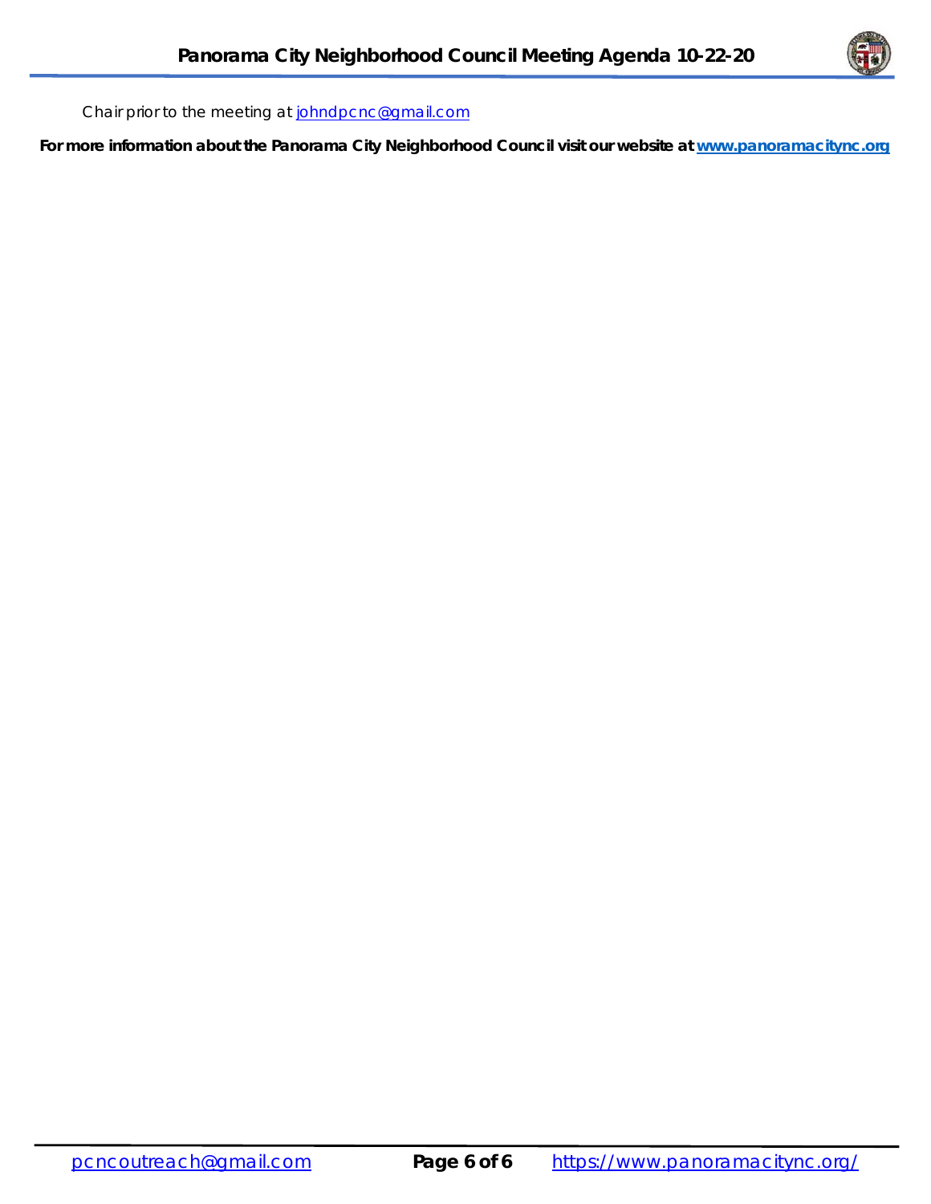Chair prior to the meeting at johndpcnc@gmail.com

**For more information about the Panorama City Neighborhood Council visit our website at www.panoramacitync.org**